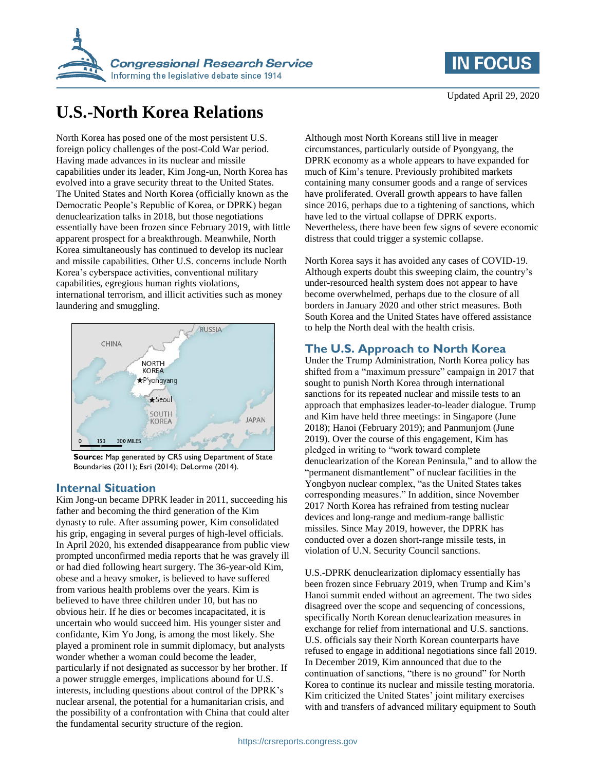Updated April 29, 2020

# U.S.-North Korea Relations

North Korea has posed one of the most persistent U.S. foreign policy challenges of the post-Cold War period. Having made advances in its nuclear and missile capabilities under its leader, Kim Jong-un, North Korea has evolved into a grave security threat to the United States. The United States and North Korea (officially known as the Democratic People's Republic of Korea, or DPRK) began denuclearization talks in 2018, but those negotiations essentially have been frozen since February 2019, with little apparent prospect for a breakthrough. Meanwhile, North Korea simultaneously has continued to develop its nuclear and missile capabilities. Other U.S. concerns include North Korea's cyberspace activities, conventional military capabilities, egregious human rights violations, international terrorism, and illicit activities such as money laundering and smuggling.

**Source:** Map generated by CRS using Department of State Boundaries (2011); Esri (2014); DeLorme (2014).

## Internal Situation

Kim Jong-un became DPRK leader in 2011, succeeding his father and becoming the third generation of the Kim dynasty to rule. After assuming power, Kim consolidated his grip, engaging in several purges of high-level officials. In April 2020, his extended disappearance from public view prompted unconfirmed media reports that he was gravely ill or had died following heart surgery. The 36-year-old Kim, obese and a heavy smoker, is believed to have suffered from various health problems over the years. Kim is believed to have three children under 10, but has no obvious heir. If he dies or becomes incapacitated, it is uncertain who would succeed him. His younger sister and confidante, Kim Yo Jong, is among the most likely. She played a prominent role in summit diplomacy, but analysts wonder whether a woman could become the leader, particularly if not designated as successor by her brother. If a power struggle emerges, implications abound for U.S. interests, including questions about control of the DPRK's nuclear arsenal, the potential for a humanitarian crisis, and the possibility of a confrontation with China that could alter the fundamental security structure of the region.

Although most North Koreans still live in meager circumstances, particularly outside of Pyongyang, the DPRK economy as a whole appears to have expanded for much of Kim's tenure. Previously prohibited markets containing many consumer goods and a range of services have proliferated. Overall growth appears to have fallen since 2016, perhaps due to a tightening of sanctions, which have led to the virtual collapse of DPRK exports. Nevertheless, there have been few signs of severe economic distress that could trigger a systemic collapse.

North Korea says it has avoided any cases of COVID-19. Although experts doubt this sweeping claim, the country's under-resourced health system does not appear to have become overwhelmed, perhaps due to the closure of all borders in January 2020 and other strict measures. Both South Korea and the United States have offered assistance to help the North deal with the health crisis.

## The U.S. Approach to North Korea

Under the Trump Administration, North Korea policy has shifted from a "maximum pressure" campaign in 2017 that sought to punish North Korea through international sanctions for its repeated nuclear and missile tests to an approach that emphasizes leader-to-leader dialogue. Trump and Kim have held three meetings: in Singapore (June 2018); Hanoi (February 2019); and Panmunjom (June 2019). Over the course of this engagement, Kim has pledged in writing to "work toward complete denuclearization of the Korean Peninsula," and to allow the "permanent dismantlement" of nuclear facilities in the Yongbyon nuclear complex, "as the United States takes corresponding measures." In addition, since November 2017 North Korea has refrained from testing nuclear devices and long-range and medium-range ballistic missiles. Since May 2019, however, the DPRK has conducted over a dozen short-range missile tests, in violation of U.N. Security Council sanctions.

U.S.-DPRK denuclearization diplomacy essentially has been frozen since February 2019, when Trump and Kim's Hanoi summit ended without an agreement. The two sides disagreed over the scope and sequencing of concessions, specifically North Korean denuclearization measures in exchange for relief from international and U.S. sanctions. U.S. officials say their North Korean counterparts have refused to engage in additional negotiations since fall 2019. In December 2019, Kim announced that due to the continuation of sanctions, "there is no ground" for North Korea to continue its nuclear and missile testing moratoria. Kim criticized the United States' joint military exercises with and transfers of advanced military equipment to South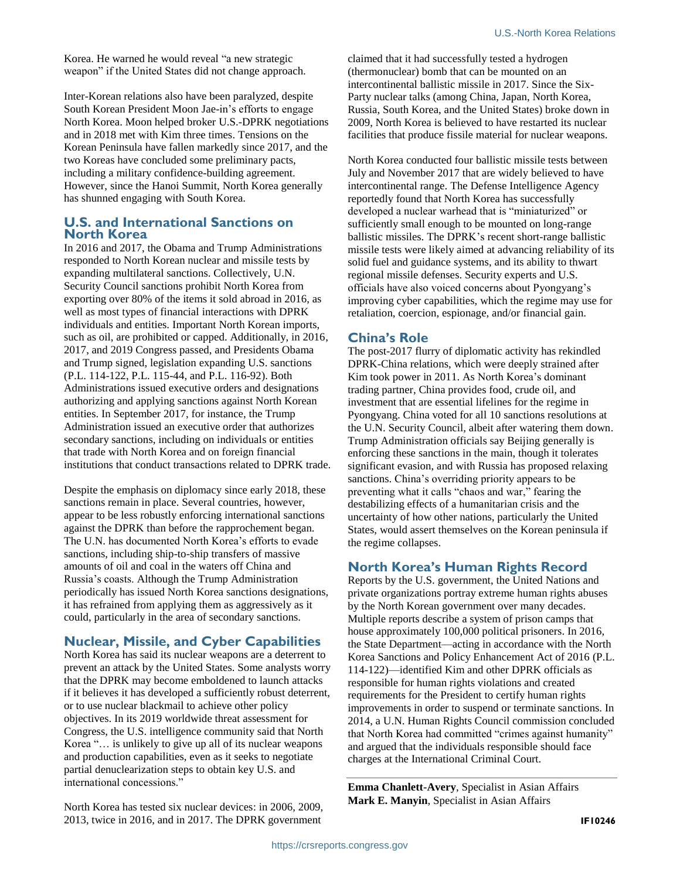Korea. He warned he would reveal "a new strategic weapon" if the United States did not change approach.

Inter-Korean relations also have been paralyzed, despite South Korean President Moon Jae-in's efforts to engage North Korea. Moon helped broker U.S.-DPRK negotiations and in 2018 met with Kim three times. Tensions on the Korean Peninsula have fallen markedly since 2017, and the two Koreas have concluded some preliminary pacts, including a military confidence-building agreement. However, since the Hanoi Summit, North Korea generally has shunned engaging with South Korea.

## U.S. and International Sanctions on North Korea

In 2016 and 2017, the Obama and Trump Administrations responded to North Korean nuclear and missile tests by expanding multilateral sanctions. Collectively, U.N. Security Council sanctions prohibit North Korea from exporting over 80% of the items it sold abroad in 2016, as well as most types of financial interactions with DPRK individuals and entities. Important North Korean imports, such as oil, are prohibited or capped. Additionally, in 2016, 2017, and 2019 Congress passed, and Presidents Obama and Trump signed, legislation expanding U.S. sanctions (P.L. 114-122, P.L. 115-44, and P.L. 116-92). Both Administrations issued executive orders and designations authorizing and applying sanctions against North Korean entities. In September 2017, for instance, the Trump Administration issued an executive order that authorizes secondary sanctions, including on individuals or entities that trade with North Korea and on foreign financial institutions that conduct transactions related to DPRK trade.

Despite the emphasis on diplomacy since early 2018, these sanctions remain in place. Several countries, however, appear to be less robustly enforcing international sanctions against the DPRK than before the rapprochement began. The U.N. has documented North Korea's efforts to evade sanctions, including ship-to-ship transfers of massive amounts of oil and coal in the waters off China and Russia's coasts. Although the Trump Administration periodically has issued North Korea sanctions designations, it has refrained from applying them as aggressively as it could, particularly in the area of secondary sanctions.

## Nuclear, Missile, and Cyber Capabilities

North Korea has said its nuclear weapons are a deterrent to prevent an attack by the United States. Some analysts worry that the DPRK may become emboldened to launch attacks if it believes it has developed a sufficiently robust deterrent, or to use nuclear blackmail to achieve other policy objectives. In its 2019 worldwide threat assessment for Congress, the U.S. intelligence community said that North Korea "… is unlikely to give up all of its nuclear weapons and production capabilities, even as it seeks to negotiate partial denuclearization steps to obtain key U.S. and international concessions."

North Korea has tested six nuclear devices: in 2006, 2009, 2013, twice in 2016, and in 2017. The DPRK government claimed that it had successfully tested a hydrogen (thermonuclear) bomb that can be mounted on an intercontinental ballistic missile in 2017. Since the Six-Party nuclear talks (among China, Japan, North Korea, Russia, South Korea, and the United States) broke down in 2009, North Korea is believed to have restarted its nuclear facilities that produce fissile material for nuclear weapons.

North Korea conducted four ballistic missile tests between July and November 2017 that are widely believed to have intercontinental range. The Defense Intelligence Agency reportedly found that North Korea has successfully developed a nuclear warhead that is "miniaturized" or sufficiently small enough to be mounted on long-range ballistic missiles. The DPRK's recent short-range ballistic missile tests were likely aimed at advancing reliability of its solid fuel and guidance systems, and its ability to thwart regional missile defenses. Security experts and U.S. officials have also voiced concerns about Pyongyang's improving cyber capabilities, which the regime may use for retaliation, coercion, espionage, and/or financial gain.

## China's Role

The post-2017 flurry of diplomatic activity has rekindled DPRK-China relations, which were deeply strained after Kim took power in 2011. As North Korea's dominant trading partner, China provides food, crude oil, and investment that are essential lifelines for the regime in Pyongyang. China voted for all 10 sanctions resolutions at the U.N. Security Council, albeit after watering them down. Trump Administration officials say Beijing generally is enforcing these sanctions in the main, though it tolerates significant evasion, and with Russia has proposed relaxing sanctions. China's overriding priority appears to be preventing what it calls "chaos and war," fearing the destabilizing effects of a humanitarian crisis and the uncertainty of how other nations, particularly the United States, would assert themselves on the Korean peninsula if the regime collapses.

## North Korea's Human Rights Record

Reports by the U.S. government, the United Nations and private organizations portray extreme human rights abuses by the North Korean government over many decades. Multiple reports describe a system of prison camps that house approximately 100,000 political prisoners. In 2016, the State Department—acting in accordance with the North Korea Sanctions and Policy Enhancement Act of 2016 (P.L. 114-122)—identified Kim and other DPRK officials as responsible for human rights violations and created requirements for the President to certify human rights improvements in order to suspend or terminate sanctions. In 2014, a U.N. Human Rights Council commission concluded that North Korea had committed "crimes against humanity" and argued that the individuals responsible should face charges at the International Criminal Court.

---

**Emma Chanlett-Avery**, Specialist in Asian Affairs
**Mark E. Manyin**, Specialist in Asian Affairs

**IF10246**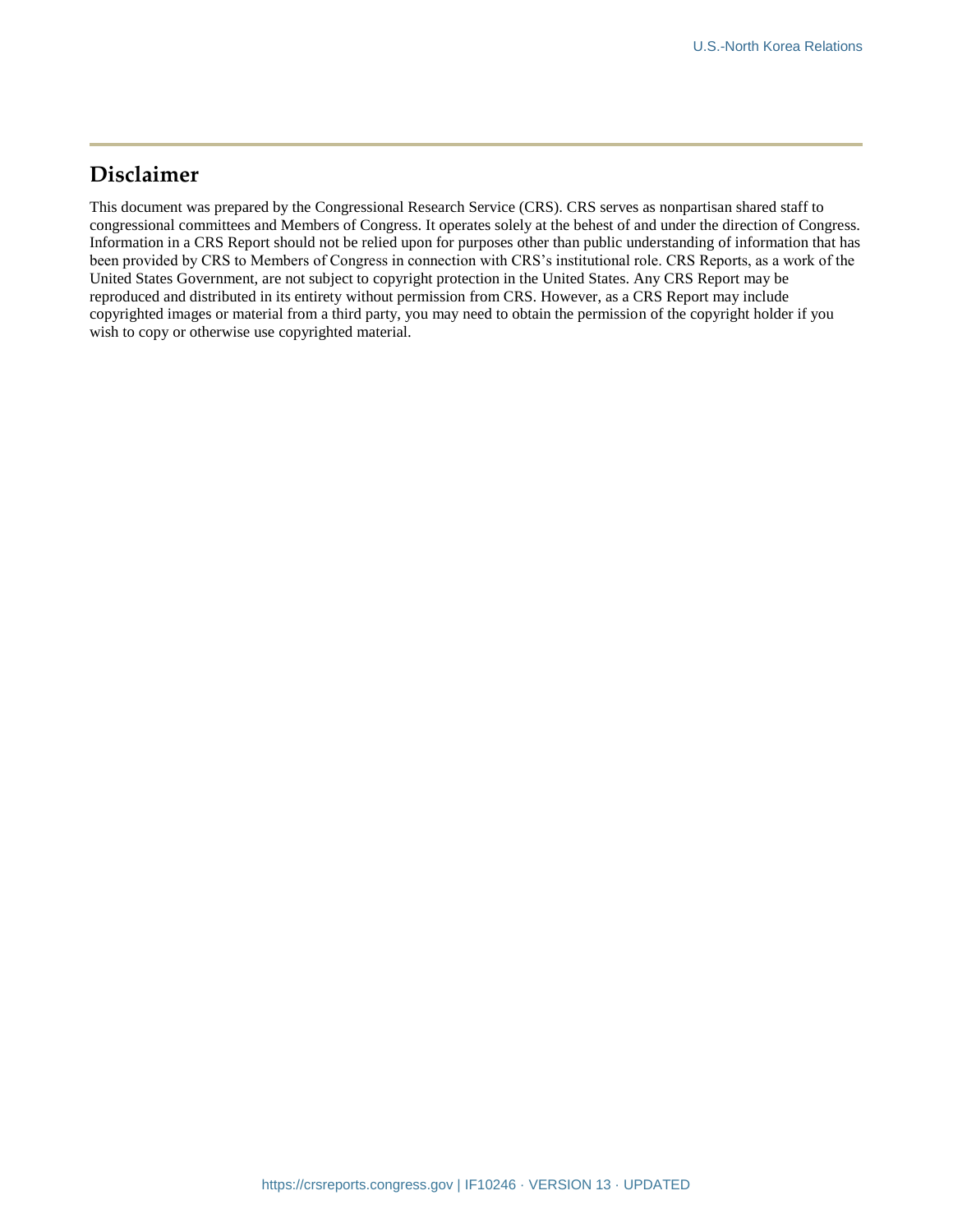## Disclaimer

This document was prepared by the Congressional Research Service (CRS). CRS serves as nonpartisan shared staff to congressional committees and Members of Congress. It operates solely at the behest of and under the direction of Congress. Information in a CRS Report should not be relied upon for purposes other than public understanding of information that has been provided by CRS to Members of Congress in connection with CRS's institutional role. CRS Reports, as a work of the United States Government, are not subject to copyright protection in the United States. Any CRS Report may be reproduced and distributed in its entirety without permission from CRS. However, as a CRS Report may include copyrighted images or material from a third party, you may need to obtain the permission of the copyright holder if you wish to copy or otherwise use copyrighted material.